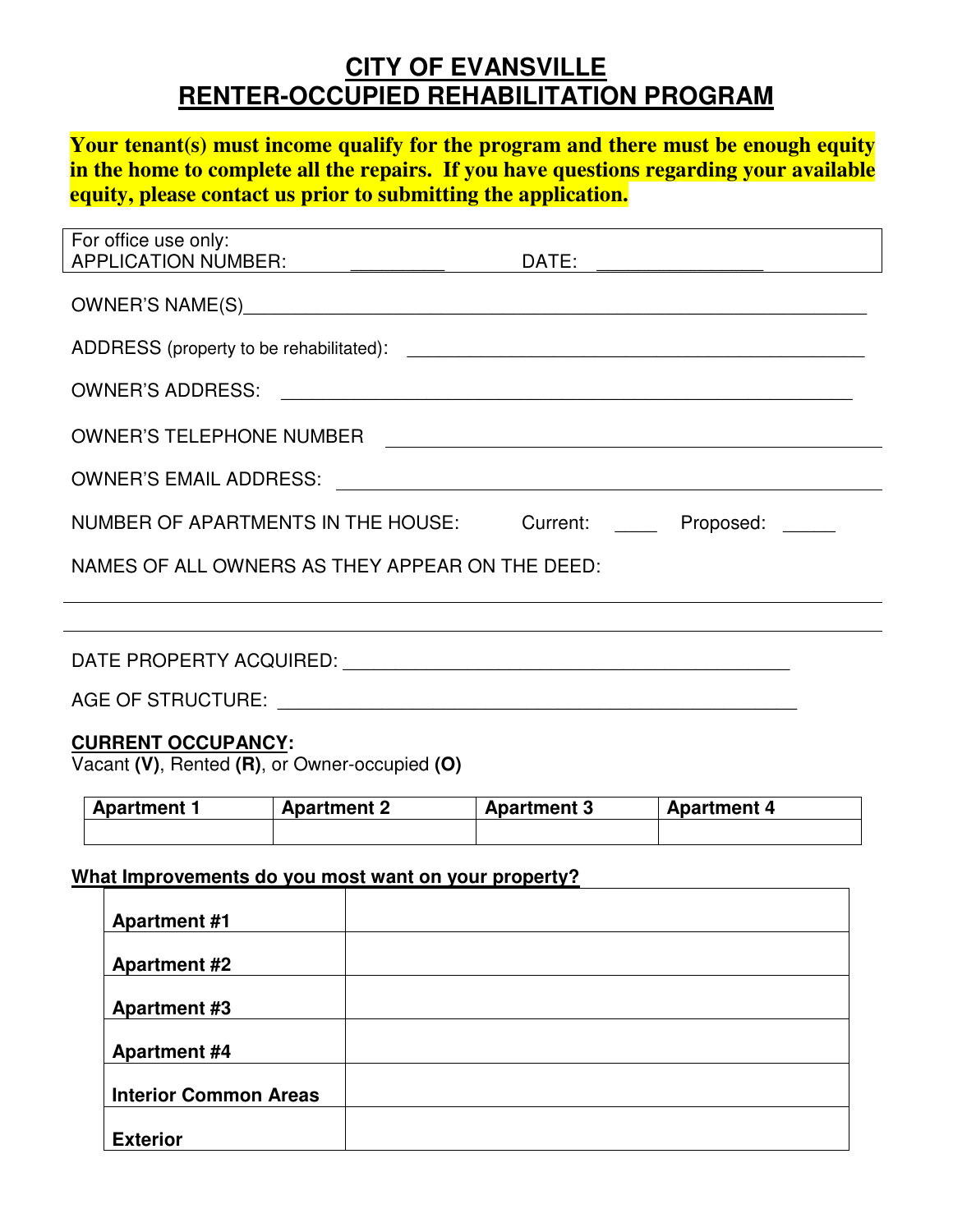# CITY OF EVANSVILLE
# RENTER-OCCUPIED REHABILITATION PROGRAM

**Your tenant(s) must income qualify for the program and there must be enough equity in the home to complete all the repairs. If you have questions regarding your available equity, please contact us prior to submitting the application.**

| For office use only: APPLICATION NUMBER: _________ DATE: ________________ |
|---|

OWNER'S NAME(S)_______________________________________________________________

ADDRESS (property to be rehabilitated): _______________________________________________

OWNER'S ADDRESS: ______________________________________________________________

OWNER'S TELEPHONE NUMBER ____________________________________________________

OWNER'S EMAIL ADDRESS: ________________________________________________________

NUMBER OF APARTMENTS IN THE HOUSE: Current: ____ Proposed: _____

NAMES OF ALL OWNERS AS THEY APPEAR ON THE DEED:

______________________________________________________________________________

______________________________________________________________________________

DATE PROPERTY ACQUIRED: ___________________________________________

AGE OF STRUCTURE: __________________________________________________

**CURRENT OCCUPANCY:**
Vacant **(V)**, Rented **(R)**, or Owner-occupied **(O)**

| Apartment 1 | Apartment 2 | Apartment 3 | Apartment 4 |
|---|---|---|---|
| | | | |

**What Improvements do you most want on your property?**

| | |
|---|---|
| **Apartment #1** | |
| **Apartment #2** | |
| **Apartment #3** | |
| **Apartment #4** | |
| **Interior Common Areas** | |
| **Exterior** | |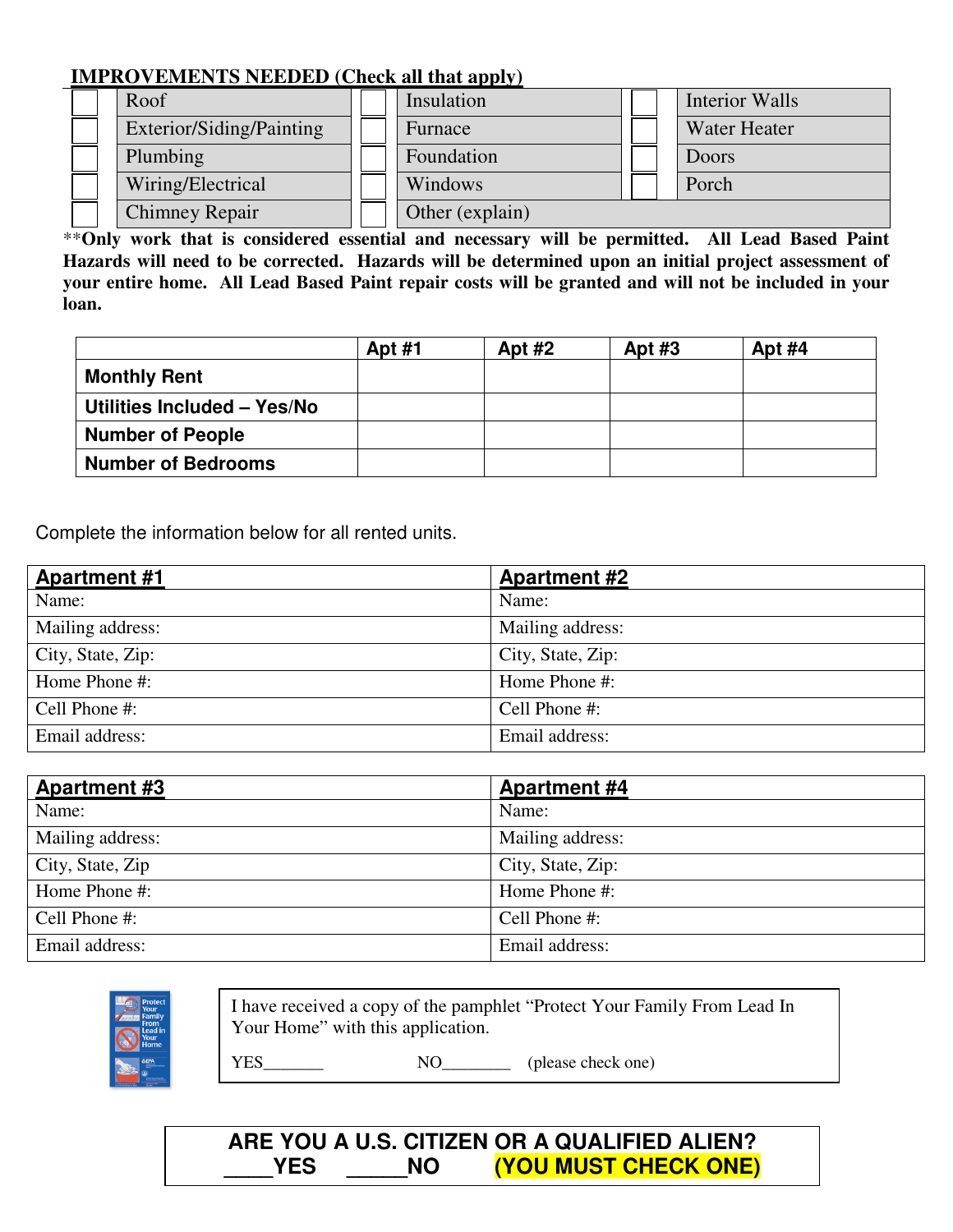**IMPROVEMENTS NEEDED (Check all that apply)**

| | | | | | |
|---|---|---|---|---|---|
| ☐ | Roof | ☐ | Insulation | ☐ | Interior Walls |
| ☐ | Exterior/Siding/Painting | ☐ | Furnace | ☐ | Water Heater |
| ☐ | Plumbing | ☐ | Foundation | ☐ | Doors |
| ☐ | Wiring/Electrical | ☐ | Windows | ☐ | Porch |
| ☐ | Chimney Repair | ☐ | Other (explain) | | |

\*\***Only work that is considered essential and necessary will be permitted. All Lead Based Paint Hazards will need to be corrected. Hazards will be determined upon an initial project assessment of your entire home. All Lead Based Paint repair costs will be granted and will not be included in your loan.**

| | Apt #1 | Apt #2 | Apt #3 | Apt #4 |
|---|---|---|---|---|
| **Monthly Rent** | | | | |
| **Utilities Included – Yes/No** | | | | |
| **Number of People** | | | | |
| **Number of Bedrooms** | | | | |

Complete the information below for all rented units.

| **Apartment #1** | **Apartment #2** |
|---|---|
| Name: | Name: |
| Mailing address: | Mailing address: |
| City, State, Zip: | City, State, Zip: |
| Home Phone #: | Home Phone #: |
| Cell Phone #: | Cell Phone #: |
| Email address: | Email address: |

| **Apartment #3** | **Apartment #4** |
|---|---|
| Name: | Name: |
| Mailing address: | Mailing address: |
| City, State, Zip | City, State, Zip: |
| Home Phone #: | Home Phone #: |
| Cell Phone #: | Cell Phone #: |
| Email address: | Email address: |

I have received a copy of the pamphlet "Protect Your Family From Lead In Your Home" with this application.

YES_______ NO________ (please check one)

**ARE YOU A U.S. CITIZEN OR A QUALIFIED ALIEN?**
**____YES _____NO (YOU MUST CHECK ONE)**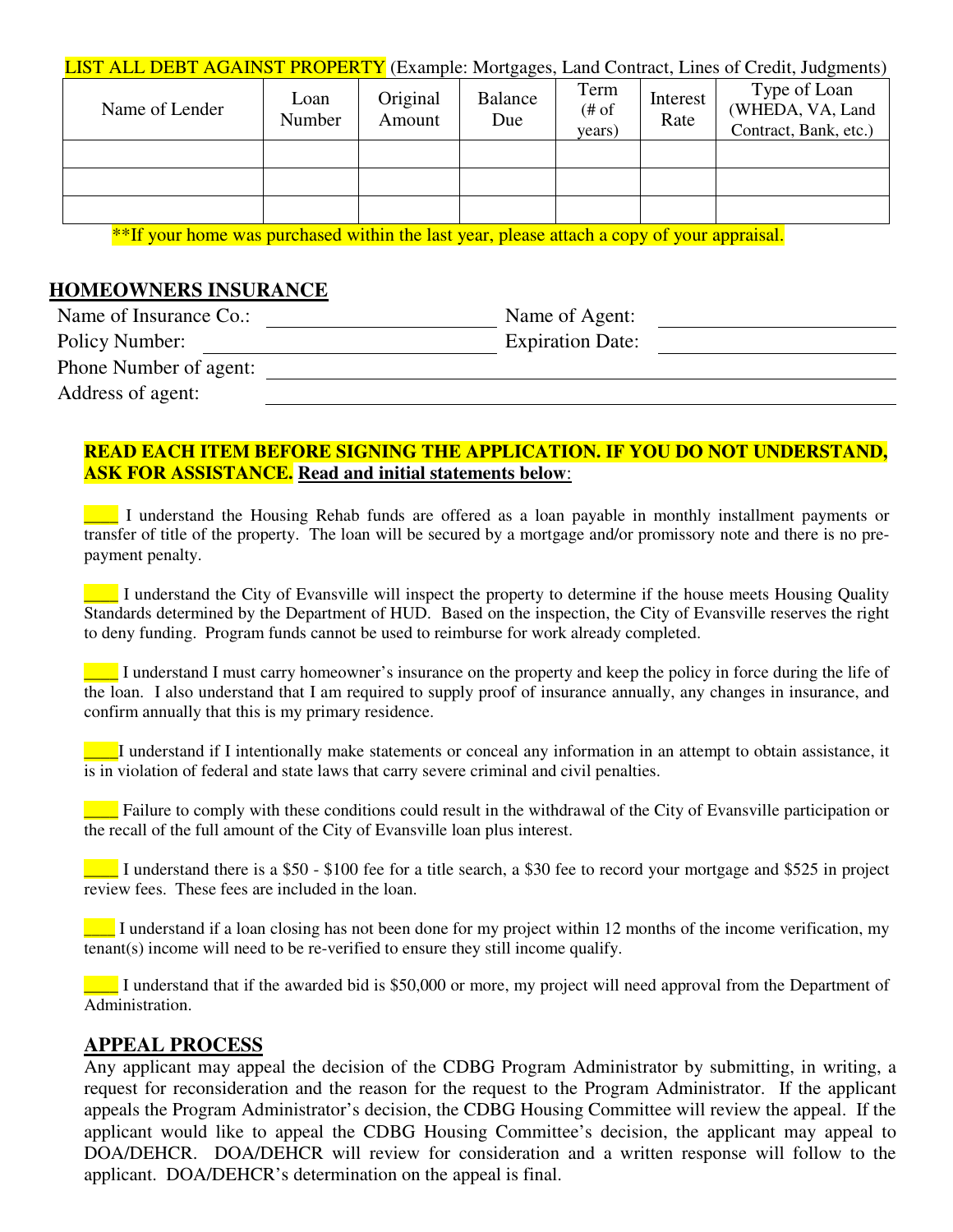LIST ALL DEBT AGAINST PROPERTY (Example: Mortgages, Land Contract, Lines of Credit, Judgments)

| Name of Lender | Loan Number | Original Amount | Balance Due | Term (# of years) | Interest Rate | Type of Loan (WHEDA, VA, Land Contract, Bank, etc.) |
|---|---|---|---|---|---|---|
| | | | | | | |
| | | | | | | |
| | | | | | | |

**If your home was purchased within the last year, please attach a copy of your appraisal.

## HOMEOWNERS INSURANCE

Name of Insurance Co.: ______________________ Name of Agent: ______________________

Policy Number: ______________________ Expiration Date: ______________________

Phone Number of agent: ______________________________________________

Address of agent: ______________________________________________

**READ EACH ITEM BEFORE SIGNING THE APPLICATION. IF YOU DO NOT UNDERSTAND, ASK FOR ASSISTANCE.** **Read and initial statements below**:

____ I understand the Housing Rehab funds are offered as a loan payable in monthly installment payments or transfer of title of the property. The loan will be secured by a mortgage and/or promissory note and there is no pre-payment penalty.

____ I understand the City of Evansville will inspect the property to determine if the house meets Housing Quality Standards determined by the Department of HUD. Based on the inspection, the City of Evansville reserves the right to deny funding. Program funds cannot be used to reimburse for work already completed.

____ I understand I must carry homeowner's insurance on the property and keep the policy in force during the life of the loan. I also understand that I am required to supply proof of insurance annually, any changes in insurance, and confirm annually that this is my primary residence.

____I understand if I intentionally make statements or conceal any information in an attempt to obtain assistance, it is in violation of federal and state laws that carry severe criminal and civil penalties.

____ Failure to comply with these conditions could result in the withdrawal of the City of Evansville participation or the recall of the full amount of the City of Evansville loan plus interest.

____ I understand there is a $50 - $100 fee for a title search, a $30 fee to record your mortgage and $525 in project review fees. These fees are included in the loan.

____ I understand if a loan closing has not been done for my project within 12 months of the income verification, my tenant(s) income will need to be re-verified to ensure they still income qualify.

____ I understand that if the awarded bid is $50,000 or more, my project will need approval from the Department of Administration.

## APPEAL PROCESS

Any applicant may appeal the decision of the CDBG Program Administrator by submitting, in writing, a request for reconsideration and the reason for the request to the Program Administrator. If the applicant appeals the Program Administrator's decision, the CDBG Housing Committee will review the appeal. If the applicant would like to appeal the CDBG Housing Committee's decision, the applicant may appeal to DOA/DEHCR. DOA/DEHCR will review for consideration and a written response will follow to the applicant. DOA/DEHCR's determination on the appeal is final.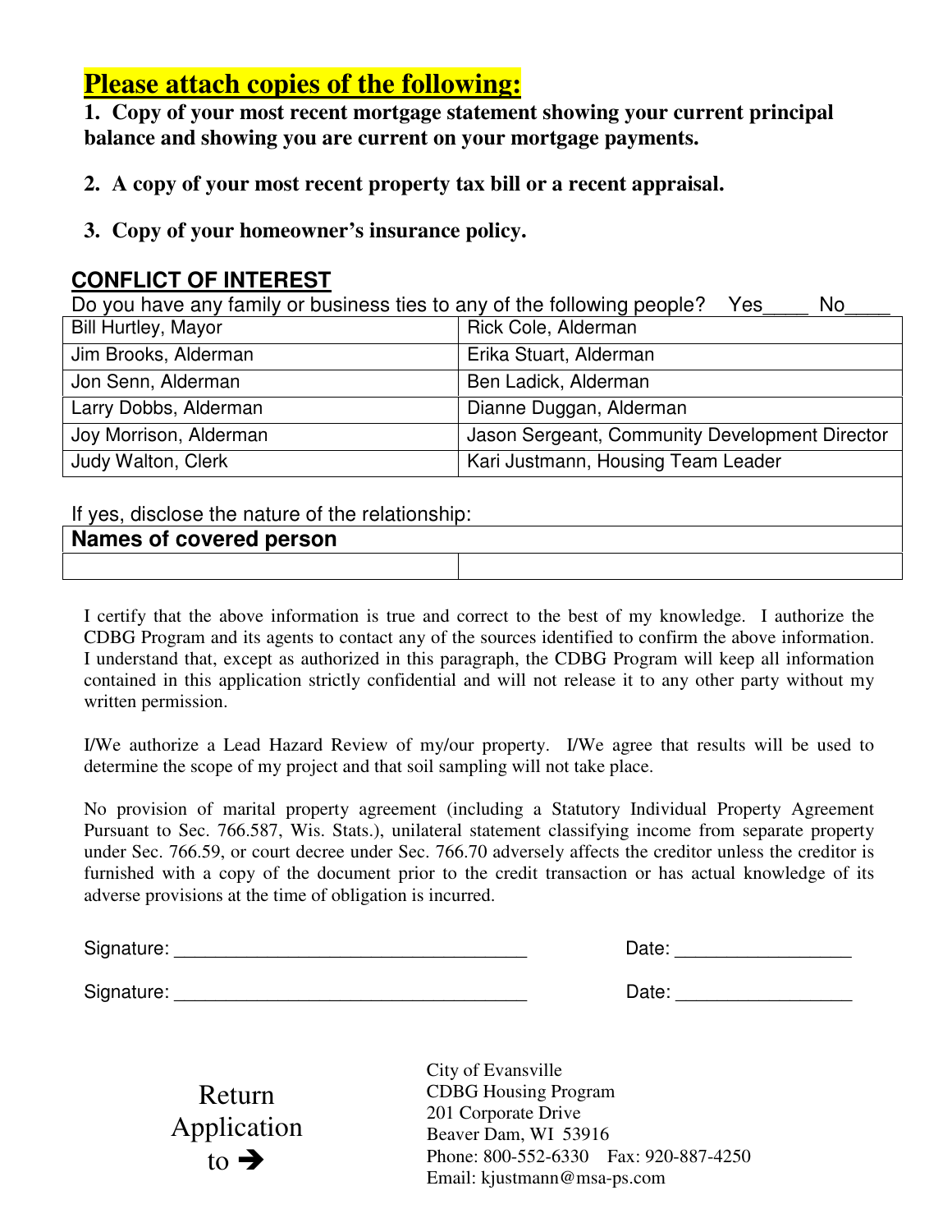## Please attach copies of the following:

**1. Copy of your most recent mortgage statement showing your current principal balance and showing you are current on your mortgage payments.**

**2. A copy of your most recent property tax bill or a recent appraisal.**

**3. Copy of your homeowner's insurance policy.**

## CONFLICT OF INTEREST

Do you have any family or business ties to any of the following people? Yes____ No____

| | |
|---|---|
| Bill Hurtley, Mayor | Rick Cole, Alderman |
| Jim Brooks, Alderman | Erika Stuart, Alderman |
| Jon Senn, Alderman | Ben Ladick, Alderman |
| Larry Dobbs, Alderman | Dianne Duggan, Alderman |
| Joy Morrison, Alderman | Jason Sergeant, Community Development Director |
| Judy Walton, Clerk | Kari Justmann, Housing Team Leader |

If yes, disclose the nature of the relationship:

| **Names of covered person** | |
|---|---|
| | |

I certify that the above information is true and correct to the best of my knowledge. I authorize the CDBG Program and its agents to contact any of the sources identified to confirm the above information. I understand that, except as authorized in this paragraph, the CDBG Program will keep all information contained in this application strictly confidential and will not release it to any other party without my written permission.

I/We authorize a Lead Hazard Review of my/our property. I/We agree that results will be used to determine the scope of my project and that soil sampling will not take place.

No provision of marital property agreement (including a Statutory Individual Property Agreement Pursuant to Sec. 766.587, Wis. Stats.), unilateral statement classifying income from separate property under Sec. 766.59, or court decree under Sec. 766.70 adversely affects the creditor unless the creditor is furnished with a copy of the document prior to the credit transaction or has actual knowledge of its adverse provisions at the time of obligation is incurred.

Signature: ___________________________________ Date: _________________

Signature: ___________________________________ Date: _________________

Return Application to ➔

City of Evansville
CDBG Housing Program
201 Corporate Drive
Beaver Dam, WI 53916
Phone: 800-552-6330 Fax: 920-887-4250
Email: kjustmann@msa-ps.com